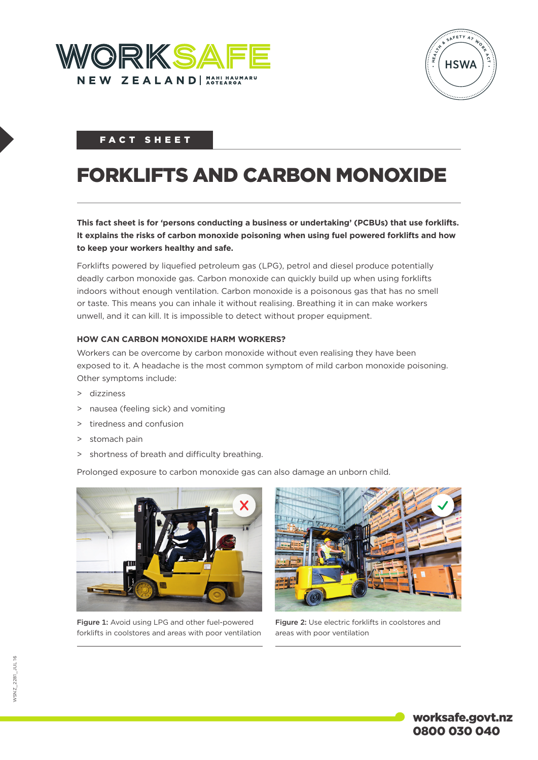FACT SHEET

# FORKLIFTS AND CARBON MONOXIDE

**This fact sheet is for 'persons conducting a business or undertaking' (PCBUs) that use forklifts. It explains the risks of carbon monoxide poisoning when using fuel powered forklifts and how to keep your workers healthy and safe.**

Forklifts powered by liquefied petroleum gas (LPG), petrol and diesel produce potentially deadly carbon monoxide gas. Carbon monoxide can quickly build up when using forklifts indoors without enough ventilation. Carbon monoxide is a poisonous gas that has no smell or taste. This means you can inhale it without realising. Breathing it in can make workers unwell, and it can kill. It is impossible to detect without proper equipment.

### HOW CAN CARBON MONOXIDE HARM WORKERS?

Workers can be overcome by carbon monoxide without even realising they have been exposed to it. A headache is the most common symptom of mild carbon monoxide poisoning. Other symptoms include:

- dizziness
- nausea (feeling sick) and vomiting
- tiredness and confusion
- stomach pain
- shortness of breath and difficulty breathing.

Prolonged exposure to carbon monoxide gas can also damage an unborn child.

**Figure 1:** Avoid using LPG and other fuel-powered forklifts in coolstores and areas with poor ventilation

**Figure 2:** Use electric forklifts in coolstores and areas with poor ventilation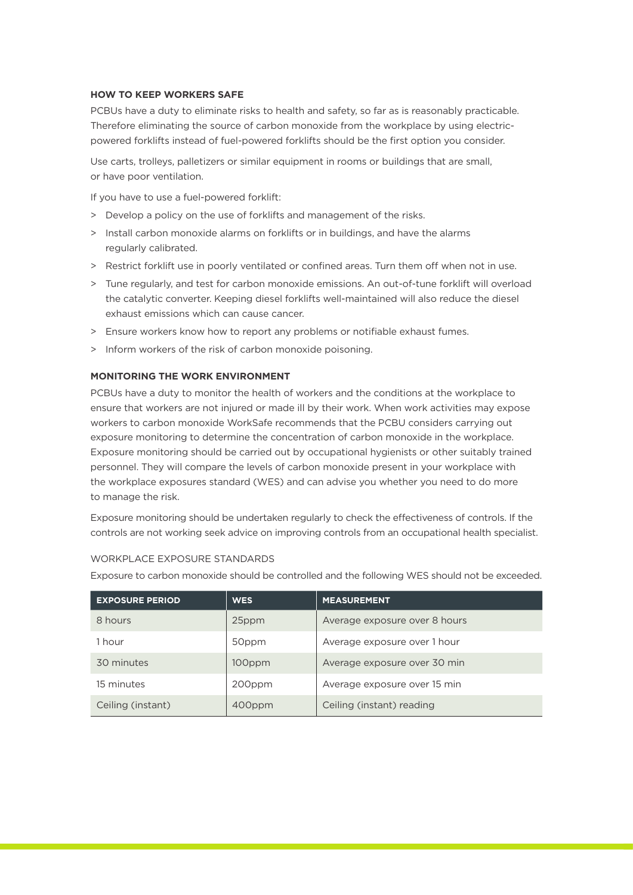## HOW TO KEEP WORKERS SAFE

PCBUs have a duty to eliminate risks to health and safety, so far as is reasonably practicable. Therefore eliminating the source of carbon monoxide from the workplace by using electric-powered forklifts instead of fuel-powered forklifts should be the first option you consider.

Use carts, trolleys, palletizers or similar equipment in rooms or buildings that are small, or have poor ventilation.

If you have to use a fuel-powered forklift:

- Develop a policy on the use of forklifts and management of the risks.
- Install carbon monoxide alarms on forklifts or in buildings, and have the alarms regularly calibrated.
- Restrict forklift use in poorly ventilated or confined areas. Turn them off when not in use.
- Tune regularly, and test for carbon monoxide emissions. An out-of-tune forklift will overload the catalytic converter. Keeping diesel forklifts well-maintained will also reduce the diesel exhaust emissions which can cause cancer.
- Ensure workers know how to report any problems or notifiable exhaust fumes.
- Inform workers of the risk of carbon monoxide poisoning.

## MONITORING THE WORK ENVIRONMENT

PCBUs have a duty to monitor the health of workers and the conditions at the workplace to ensure that workers are not injured or made ill by their work. When work activities may expose workers to carbon monoxide WorkSafe recommends that the PCBU considers carrying out exposure monitoring to determine the concentration of carbon monoxide in the workplace. Exposure monitoring should be carried out by occupational hygienists or other suitably trained personnel. They will compare the levels of carbon monoxide present in your workplace with the workplace exposures standard (WES) and can advise you whether you need to do more to manage the risk.

Exposure monitoring should be undertaken regularly to check the effectiveness of controls. If the controls are not working seek advice on improving controls from an occupational health specialist.

### WORKPLACE EXPOSURE STANDARDS

Exposure to carbon monoxide should be controlled and the following WES should not be exceeded.

| EXPOSURE PERIOD | WES | MEASUREMENT |
|---|---|---|
| 8 hours | 25ppm | Average exposure over 8 hours |
| 1 hour | 50ppm | Average exposure over 1 hour |
| 30 minutes | 100ppm | Average exposure over 30 min |
| 15 minutes | 200ppm | Average exposure over 15 min |
| Ceiling (instant) | 400ppm | Ceiling (instant) reading |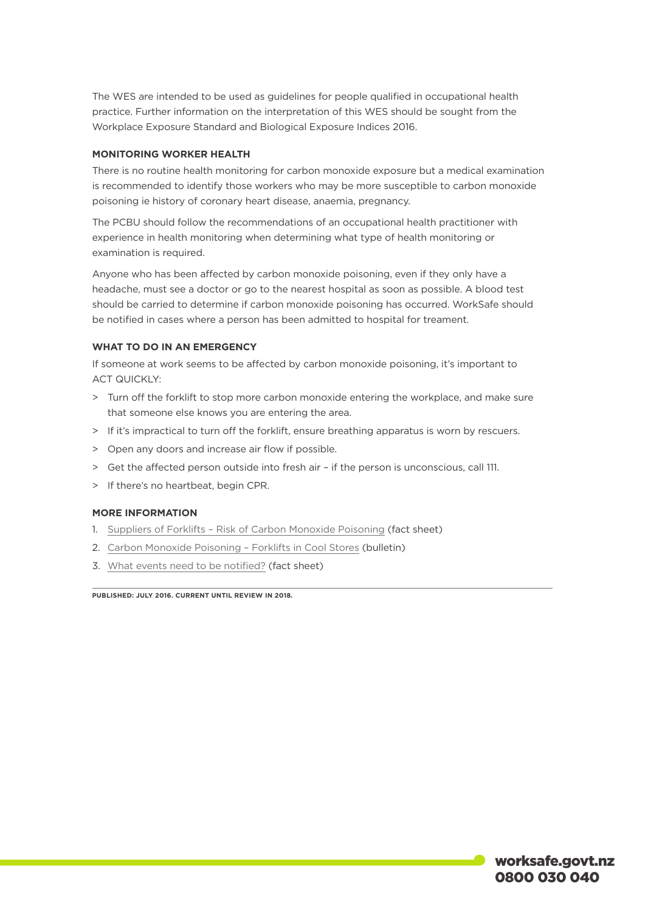The WES are intended to be used as guidelines for people qualified in occupational health practice. Further information on the interpretation of this WES should be sought from the Workplace Exposure Standard and Biological Exposure Indices 2016.

### MONITORING WORKER HEALTH

There is no routine health monitoring for carbon monoxide exposure but a medical examination is recommended to identify those workers who may be more susceptible to carbon monoxide poisoning ie history of coronary heart disease, anaemia, pregnancy.

The PCBU should follow the recommendations of an occupational health practitioner with experience in health monitoring when determining what type of health monitoring or examination is required.

Anyone who has been affected by carbon monoxide poisoning, even if they only have a headache, must see a doctor or go to the nearest hospital as soon as possible. A blood test should be carried to determine if carbon monoxide poisoning has occurred. WorkSafe should be notified in cases where a person has been admitted to hospital for treament.

### WHAT TO DO IN AN EMERGENCY

If someone at work seems to be affected by carbon monoxide poisoning, it's important to ACT QUICKLY:

- Turn off the forklift to stop more carbon monoxide entering the workplace, and make sure that someone else knows you are entering the area.
- If it's impractical to turn off the forklift, ensure breathing apparatus is worn by rescuers.
- Open any doors and increase air flow if possible.
- Get the affected person outside into fresh air – if the person is unconscious, call 111.
- If there's no heartbeat, begin CPR.

### MORE INFORMATION

1. Suppliers of Forklifts – Risk of Carbon Monoxide Poisoning (fact sheet)
2. Carbon Monoxide Poisoning – Forklifts in Cool Stores (bulletin)
3. What events need to be notified? (fact sheet)

**PUBLISHED: JULY 2016. CURRENT UNTIL REVIEW IN 2018.**

**worksafe.govt.nz**
**0800 030 040**